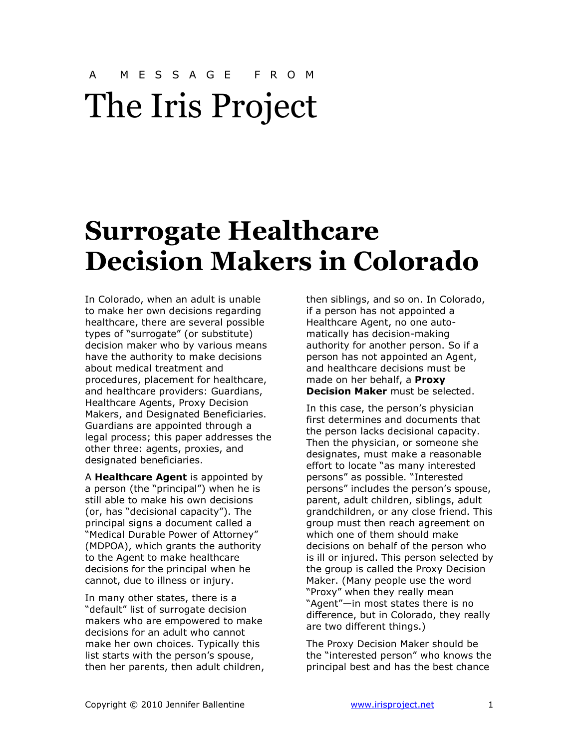A MESSAGE FROM

# The Iris Project

## Surrogate Healthcare Decision Makers in Colorado

In Colorado, when an adult is unable to make her own decisions regarding healthcare, there are several possible types of "surrogate" (or substitute) decision maker who by various means have the authority to make decisions about medical treatment and procedures, placement for healthcare, and healthcare providers: Guardians, Healthcare Agents, Proxy Decision Makers, and Designated Beneficiaries. Guardians are appointed through a legal process; this paper addresses the other three: agents, proxies, and designated beneficiaries.

A **Healthcare Agent** is appointed by a person (the "principal") when he is still able to make his own decisions (or, has "decisional capacity"). The principal signs a document called a "Medical Durable Power of Attorney" (MDPOA), which grants the authority to the Agent to make healthcare decisions for the principal when he cannot, due to illness or injury.

In many other states, there is a "default" list of surrogate decision makers who are empowered to make decisions for an adult who cannot make her own choices. Typically this list starts with the person's spouse, then her parents, then adult children, then siblings, and so on. In Colorado, if a person has not appointed a Healthcare Agent, no one automatically has decision-making authority for another person. So if a person has not appointed an Agent, and healthcare decisions must be made on her behalf, a **Proxy Decision Maker** must be selected.

In this case, the person's physician first determines and documents that the person lacks decisional capacity. Then the physician, or someone she designates, must make a reasonable effort to locate "as many interested persons" as possible. "Interested persons" includes the person's spouse, parent, adult children, siblings, adult grandchildren, or any close friend. This group must then reach agreement on which one of them should make decisions on behalf of the person who is ill or injured. This person selected by the group is called the Proxy Decision Maker. (Many people use the word "Proxy" when they really mean "Agent"—in most states there is no difference, but in Colorado, they really are two different things.)

The Proxy Decision Maker should be the "interested person" who knows the principal best and has the best chance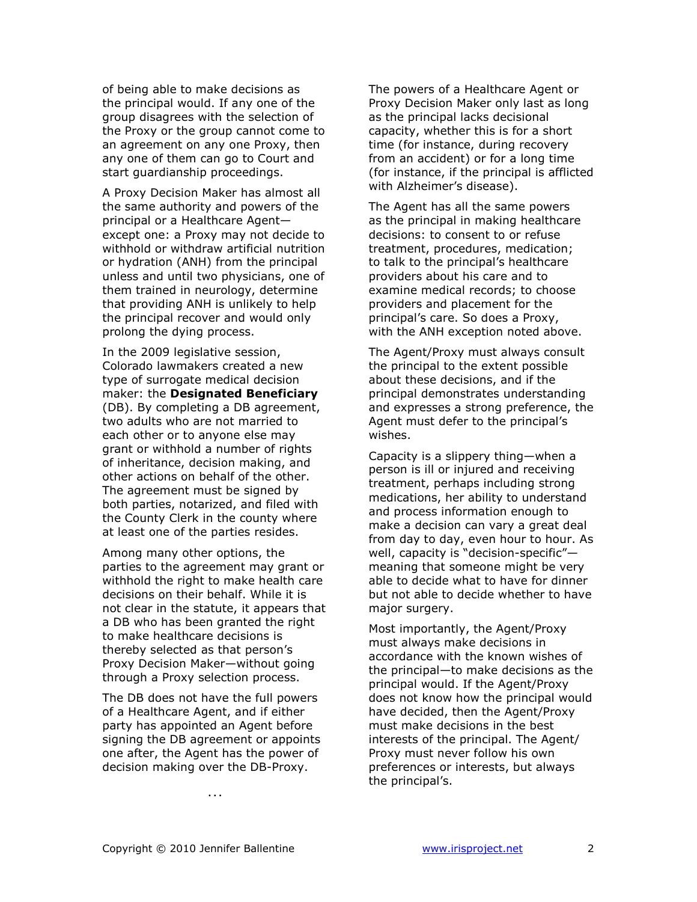of being able to make decisions as the principal would. If any one of the group disagrees with the selection of the Proxy or the group cannot come to an agreement on any one Proxy, then any one of them can go to Court and start guardianship proceedings.

A Proxy Decision Maker has almost all the same authority and powers of the principal or a Healthcare Agent—except one: a Proxy may not decide to withhold or withdraw artificial nutrition or hydration (ANH) from the principal unless and until two physicians, one of them trained in neurology, determine that providing ANH is unlikely to help the principal recover and would only prolong the dying process.

In the 2009 legislative session, Colorado lawmakers created a new type of surrogate medical decision maker: the **Designated Beneficiary** (DB). By completing a DB agreement, two adults who are not married to each other or to anyone else may grant or withhold a number of rights of inheritance, decision making, and other actions on behalf of the other. The agreement must be signed by both parties, notarized, and filed with the County Clerk in the county where at least one of the parties resides.

Among many other options, the parties to the agreement may grant or withhold the right to make health care decisions on their behalf. While it is not clear in the statute, it appears that a DB who has been granted the right to make healthcare decisions is thereby selected as that person's Proxy Decision Maker—without going through a Proxy selection process.

The DB does not have the full powers of a Healthcare Agent, and if either party has appointed an Agent before signing the DB agreement or appoints one after, the Agent has the power of decision making over the DB-Proxy.

...

The powers of a Healthcare Agent or Proxy Decision Maker only last as long as the principal lacks decisional capacity, whether this is for a short time (for instance, during recovery from an accident) or for a long time (for instance, if the principal is afflicted with Alzheimer's disease).

The Agent has all the same powers as the principal in making healthcare decisions: to consent to or refuse treatment, procedures, medication; to talk to the principal's healthcare providers about his care and to examine medical records; to choose providers and placement for the principal's care. So does a Proxy, with the ANH exception noted above.

The Agent/Proxy must always consult the principal to the extent possible about these decisions, and if the principal demonstrates understanding and expresses a strong preference, the Agent must defer to the principal's wishes.

Capacity is a slippery thing—when a person is ill or injured and receiving treatment, perhaps including strong medications, her ability to understand and process information enough to make a decision can vary a great deal from day to day, even hour to hour. As well, capacity is "decision-specific"—meaning that someone might be very able to decide what to have for dinner but not able to decide whether to have major surgery.

Most importantly, the Agent/Proxy must always make decisions in accordance with the known wishes of the principal—to make decisions as the principal would. If the Agent/Proxy does not know how the principal would have decided, then the Agent/Proxy must make decisions in the best interests of the principal. The Agent/Proxy must never follow his own preferences or interests, but always the principal's.

Copyright © 2010 Jennifer Ballentine www.irisproject.net